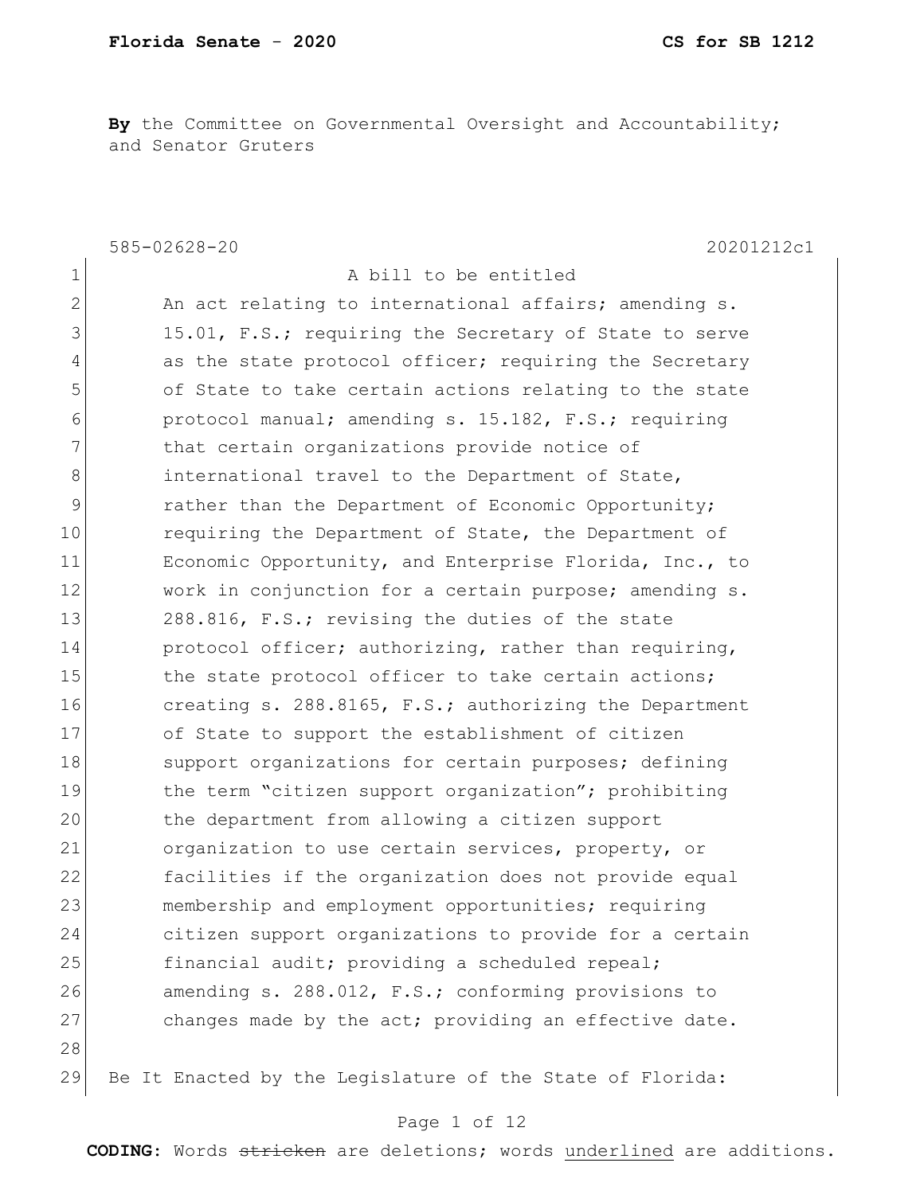**By** the Committee on Governmental Oversight and Accountability; and Senator Gruters

585-02628-20 20201212c1

A bill to be entitled

An act relating to international affairs; amending s. 15.01, F.S.; requiring the Secretary of State to serve as the state protocol officer; requiring the Secretary of State to take certain actions relating to the state protocol manual; amending s. 15.182, F.S.; requiring that certain organizations provide notice of international travel to the Department of State, rather than the Department of Economic Opportunity; requiring the Department of State, the Department of Economic Opportunity, and Enterprise Florida, Inc., to work in conjunction for a certain purpose; amending s. 288.816, F.S.; revising the duties of the state protocol officer; authorizing, rather than requiring, the state protocol officer to take certain actions; creating s. 288.8165, F.S.; authorizing the Department of State to support the establishment of citizen support organizations for certain purposes; defining the term "citizen support organization"; prohibiting the department from allowing a citizen support organization to use certain services, property, or facilities if the organization does not provide equal membership and employment opportunities; requiring citizen support organizations to provide for a certain financial audit; providing a scheduled repeal; amending s. 288.012, F.S.; conforming provisions to changes made by the act; providing an effective date.

Be It Enacted by the Legislature of the State of Florida: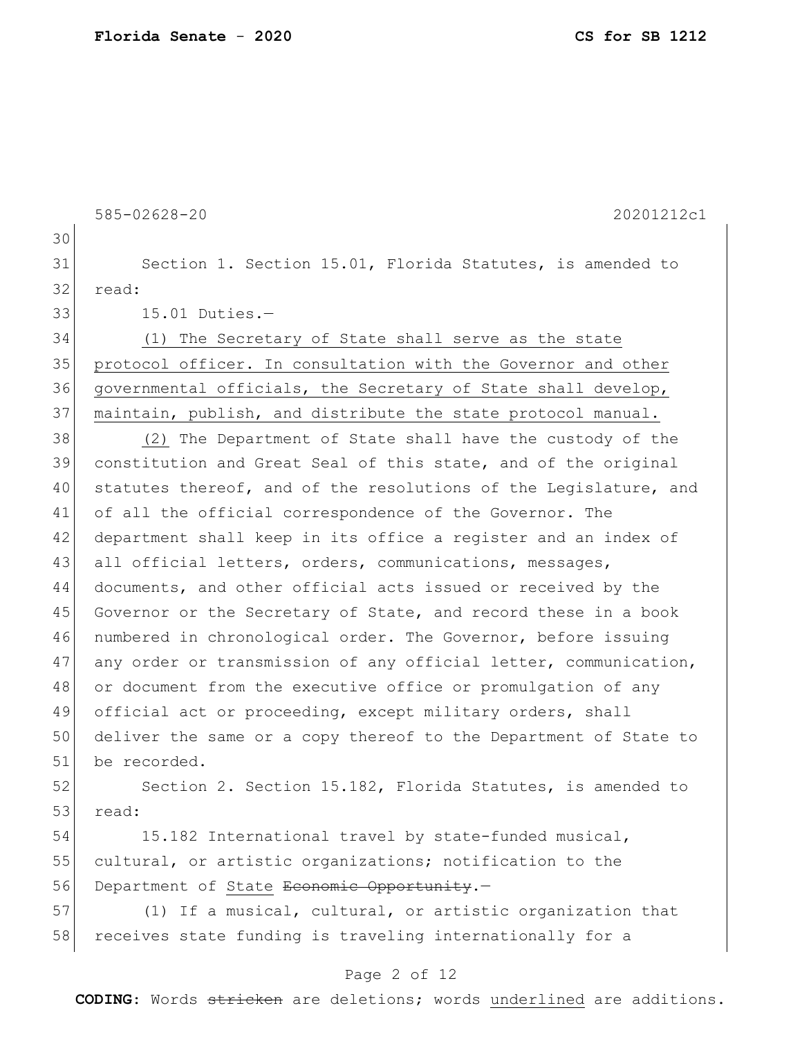585-02628-20 20201212c1

Section 1. Section 15.01, Florida Statutes, is amended to read:

15.01 Duties.—

<u>(1) The Secretary of State shall serve as the state protocol officer. In consultation with the Governor and other governmental officials, the Secretary of State shall develop, maintain, publish, and distribute the state protocol manual.</u>

<u>(2)</u> The Department of State shall have the custody of the constitution and Great Seal of this state, and of the original statutes thereof, and of the resolutions of the Legislature, and of all the official correspondence of the Governor. The department shall keep in its office a register and an index of all official letters, orders, communications, messages, documents, and other official acts issued or received by the Governor or the Secretary of State, and record these in a book numbered in chronological order. The Governor, before issuing any order or transmission of any official letter, communication, or document from the executive office or promulgation of any official act or proceeding, except military orders, shall deliver the same or a copy thereof to the Department of State to be recorded.

Section 2. Section 15.182, Florida Statutes, is amended to read:

15.182 International travel by state-funded musical, cultural, or artistic organizations; notification to the Department of <u>State</u> ~~Economic Opportunity~~.—

(1) If a musical, cultural, or artistic organization that receives state funding is traveling internationally for a

**CODING:** Words ~~stricken~~ are deletions; words <u>underlined</u> are additions.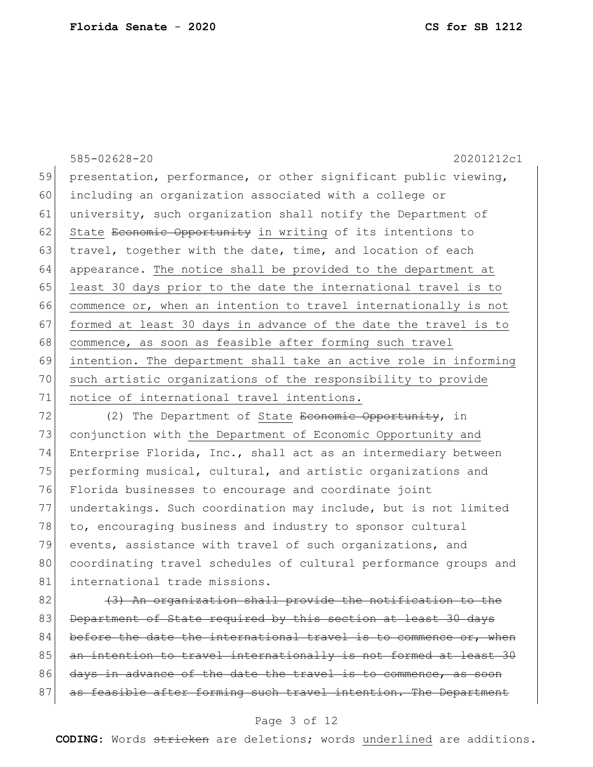585-02628-20 20201212c1

59 presentation, performance, or other significant public viewing,
60 including an organization associated with a college or
61 university, such organization shall notify the Department of
62 State ~~Economic Opportunity~~ <u>in writing</u> of its intentions to
63 travel, together with the date, time, and location of each
64 appearance. <u>The notice shall be provided to the department at</u>
65 <u>least 30 days prior to the date the international travel is to</u>
66 <u>commence or, when an intention to travel internationally is not</u>
67 <u>formed at least 30 days in advance of the date the travel is to</u>
68 <u>commence, as soon as feasible after forming such travel</u>
69 <u>intention. The department shall take an active role in informing</u>
70 <u>such artistic organizations of the responsibility to provide</u>
71 <u>notice of international travel intentions.</u>

72 (2) The Department of <u>State</u> ~~Economic Opportunity~~, in
73 conjunction with <u>the Department of Economic Opportunity and</u>
74 Enterprise Florida, Inc., shall act as an intermediary between
75 performing musical, cultural, and artistic organizations and
76 Florida businesses to encourage and coordinate joint
77 undertakings. Such coordination may include, but is not limited
78 to, encouraging business and industry to sponsor cultural
79 events, assistance with travel of such organizations, and
80 coordinating travel schedules of cultural performance groups and
81 international trade missions.

82 ~~(3) An organization shall provide the notification to the~~
83 ~~Department of State required by this section at least 30 days~~
84 ~~before the date the international travel is to commence or, when~~
85 ~~an intention to travel internationally is not formed at least 30~~
86 ~~days in advance of the date the travel is to commence, as soon~~
87 ~~as feasible after forming such travel intention. The Department~~

**CODING:** Words ~~stricken~~ are deletions; words <u>underlined</u> are additions.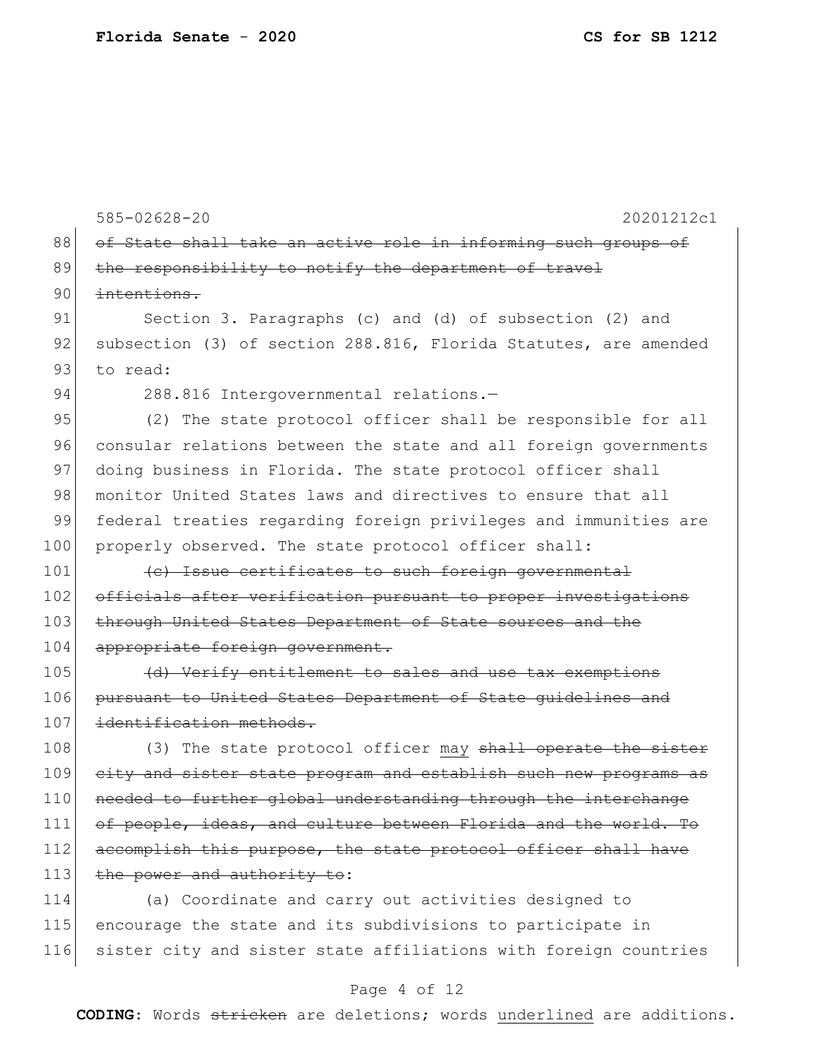585-02628-20 20201212c1

~~of State shall take an active role in informing such groups of the responsibility to notify the department of travel intentions.~~

Section 3. Paragraphs (c) and (d) of subsection (2) and subsection (3) of section 288.816, Florida Statutes, are amended to read:

288.816 Intergovernmental relations.—

(2) The state protocol officer shall be responsible for all consular relations between the state and all foreign governments doing business in Florida. The state protocol officer shall monitor United States laws and directives to ensure that all federal treaties regarding foreign privileges and immunities are properly observed. The state protocol officer shall:

~~(c) Issue certificates to such foreign governmental officials after verification pursuant to proper investigations through United States Department of State sources and the appropriate foreign government.~~

~~(d) Verify entitlement to sales and use tax exemptions pursuant to United States Department of State guidelines and identification methods.~~

(3) The state protocol officer <u>may</u> ~~shall operate the sister city and sister state program and establish such new programs as needed to further global understanding through the interchange of people, ideas, and culture between Florida and the world. To accomplish this purpose, the state protocol officer shall have the power and authority to~~:

(a) Coordinate and carry out activities designed to encourage the state and its subdivisions to participate in sister city and sister state affiliations with foreign countries

**CODING:** Words ~~stricken~~ are deletions; words <u>underlined</u> are additions.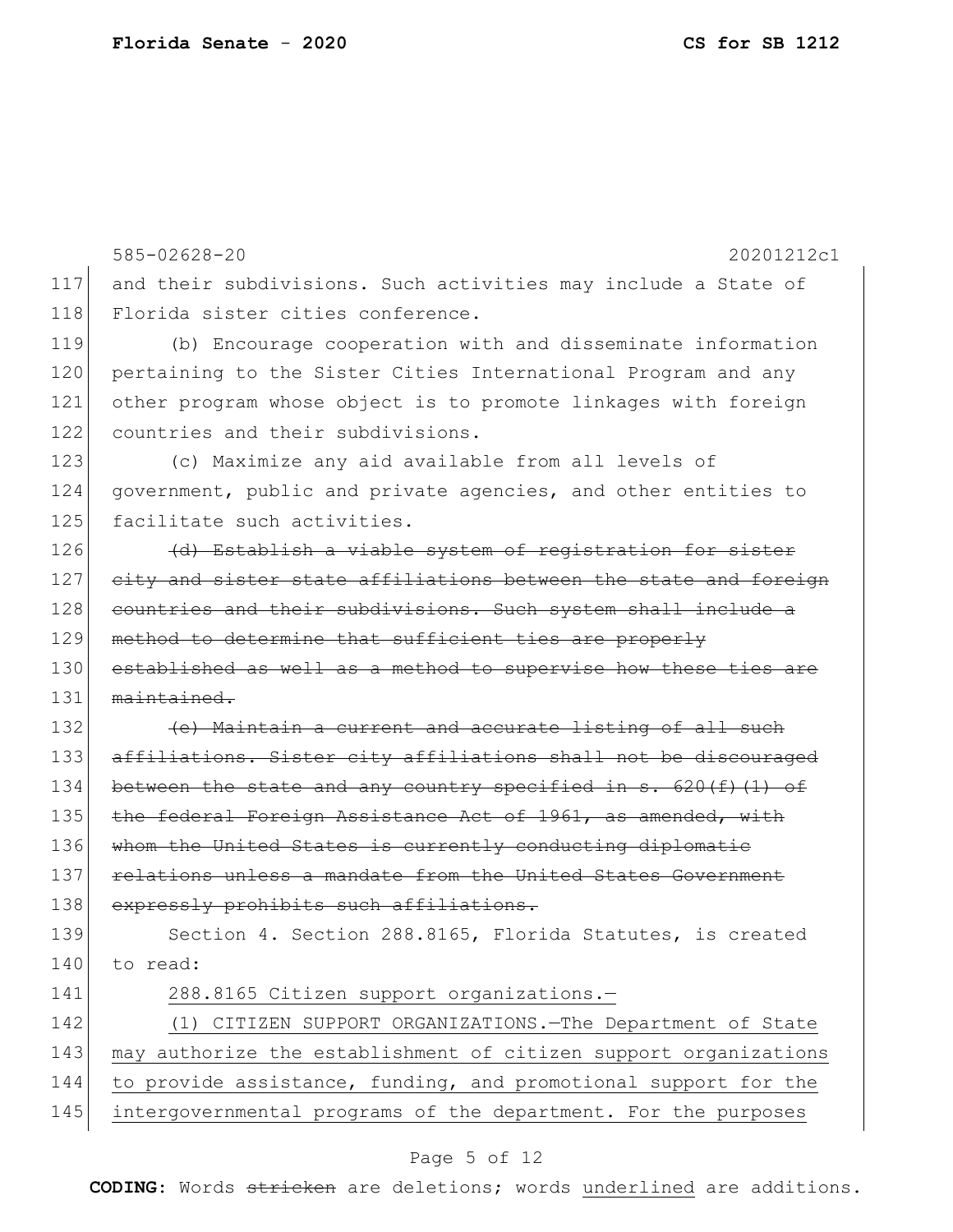and their subdivisions. Such activities may include a State of Florida sister cities conference.

(b) Encourage cooperation with and disseminate information pertaining to the Sister Cities International Program and any other program whose object is to promote linkages with foreign countries and their subdivisions.

(c) Maximize any aid available from all levels of government, public and private agencies, and other entities to facilitate such activities.

~~(d) Establish a viable system of registration for sister city and sister state affiliations between the state and foreign countries and their subdivisions. Such system shall include a method to determine that sufficient ties are properly established as well as a method to supervise how these ties are maintained.~~

~~(e) Maintain a current and accurate listing of all such affiliations. Sister city affiliations shall not be discouraged between the state and any country specified in s. 620(f)(1) of the federal Foreign Assistance Act of 1961, as amended, with whom the United States is currently conducting diplomatic relations unless a mandate from the United States Government expressly prohibits such affiliations.~~

Section 4. Section 288.8165, Florida Statutes, is created to read:

<u>288.8165 Citizen support organizations.—</u>

<u>(1) CITIZEN SUPPORT ORGANIZATIONS.—The Department of State may authorize the establishment of citizen support organizations to provide assistance, funding, and promotional support for the intergovernmental programs of the department. For the purposes</u>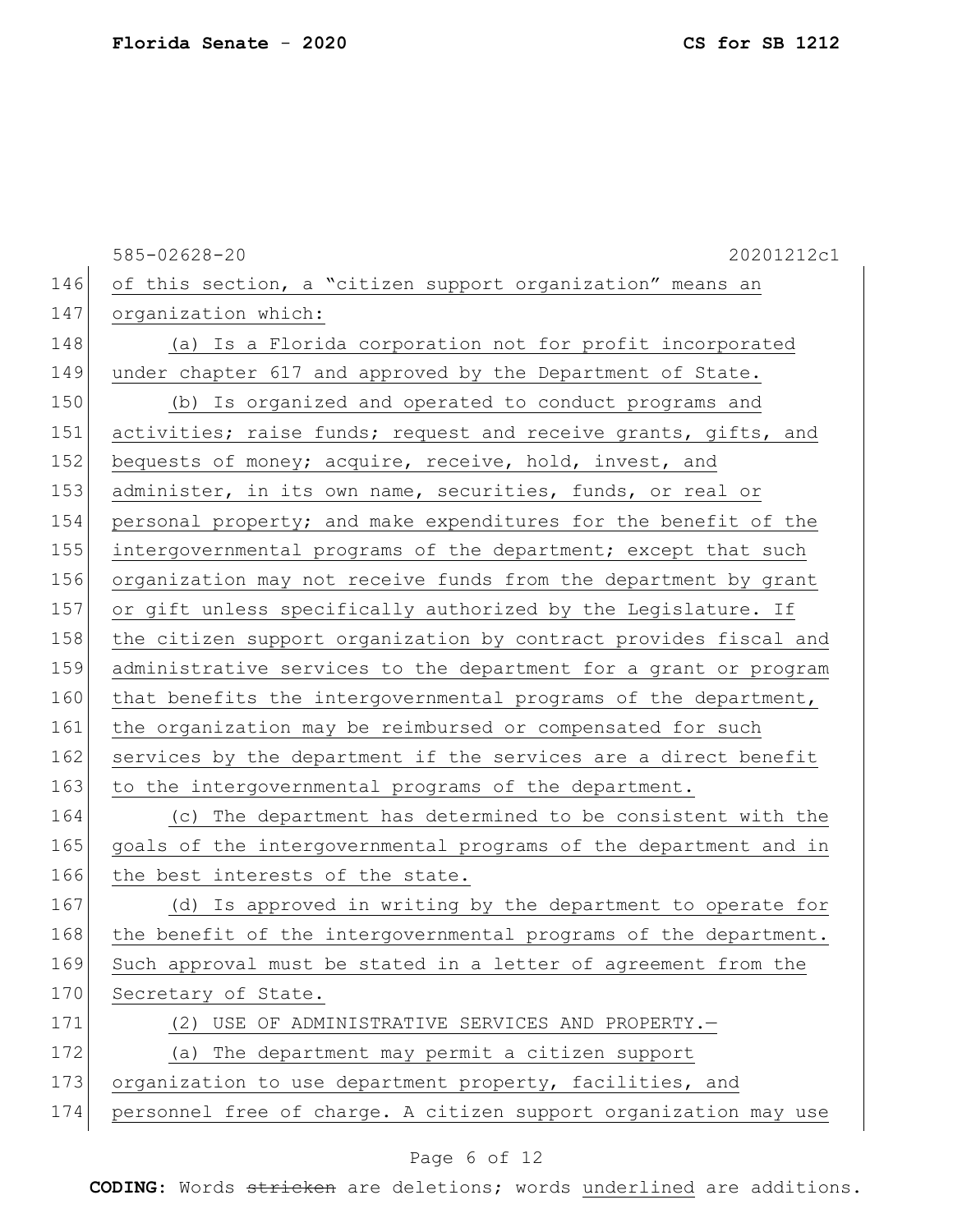585-02628-20 20201212c1

of this section, a "citizen support organization" means an organization which:

(a) Is a Florida corporation not for profit incorporated under chapter 617 and approved by the Department of State.

(b) Is organized and operated to conduct programs and activities; raise funds; request and receive grants, gifts, and bequests of money; acquire, receive, hold, invest, and administer, in its own name, securities, funds, or real or personal property; and make expenditures for the benefit of the intergovernmental programs of the department; except that such organization may not receive funds from the department by grant or gift unless specifically authorized by the Legislature. If the citizen support organization by contract provides fiscal and administrative services to the department for a grant or program that benefits the intergovernmental programs of the department, the organization may be reimbursed or compensated for such services by the department if the services are a direct benefit to the intergovernmental programs of the department.

(c) The department has determined to be consistent with the goals of the intergovernmental programs of the department and in the best interests of the state.

(d) Is approved in writing by the department to operate for the benefit of the intergovernmental programs of the department. Such approval must be stated in a letter of agreement from the Secretary of State.

(2) USE OF ADMINISTRATIVE SERVICES AND PROPERTY.—

(a) The department may permit a citizen support organization to use department property, facilities, and personnel free of charge. A citizen support organization may use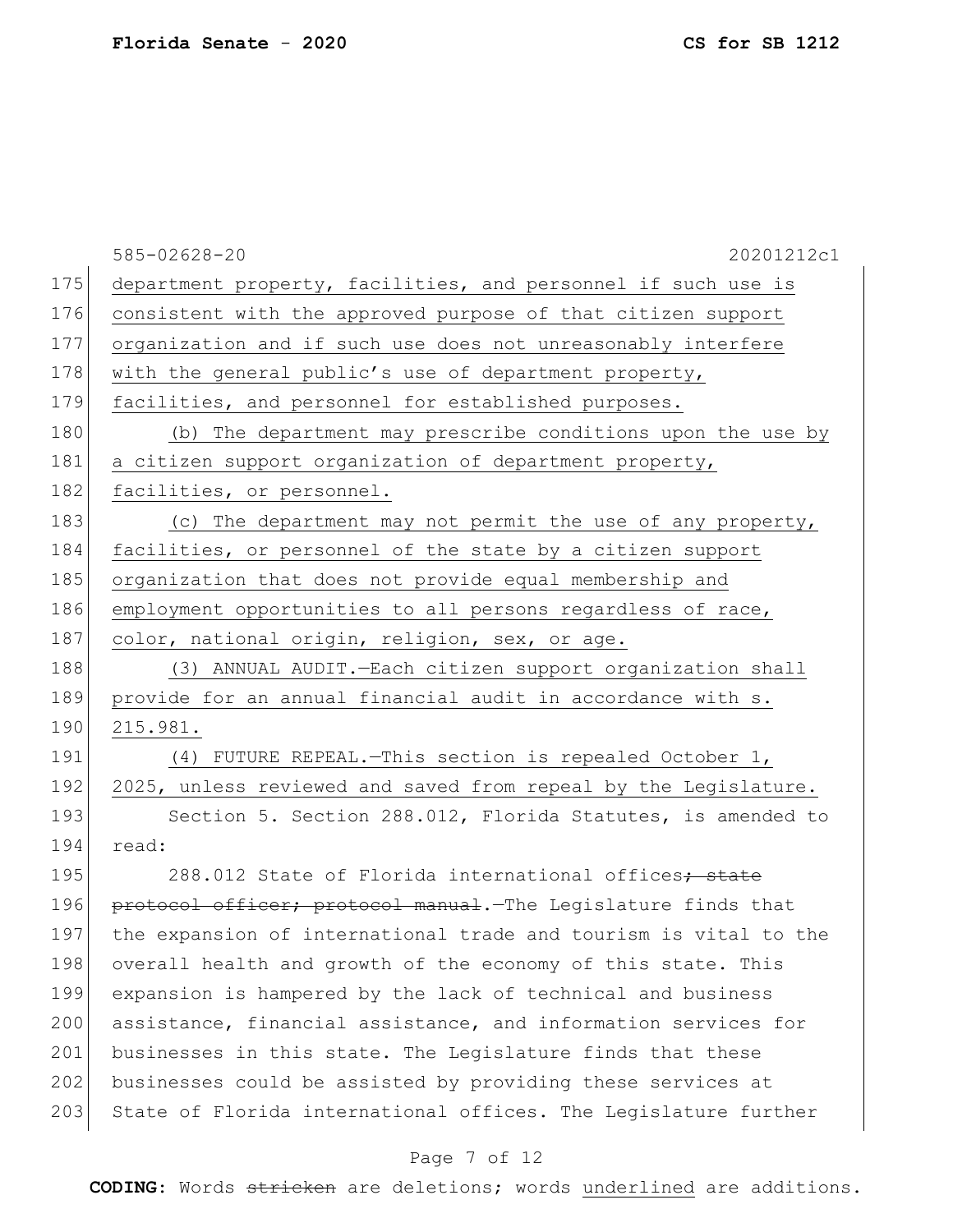department property, facilities, and personnel if such use is consistent with the approved purpose of that citizen support organization and if such use does not unreasonably interfere with the general public's use of department property, facilities, and personnel for established purposes.

(b) The department may prescribe conditions upon the use by a citizen support organization of department property, facilities, or personnel.

(c) The department may not permit the use of any property, facilities, or personnel of the state by a citizen support organization that does not provide equal membership and employment opportunities to all persons regardless of race, color, national origin, religion, sex, or age.

(3) ANNUAL AUDIT.—Each citizen support organization shall provide for an annual financial audit in accordance with s. 215.981.

(4) FUTURE REPEAL.—This section is repealed October 1, 2025, unless reviewed and saved from repeal by the Legislature.

Section 5. Section 288.012, Florida Statutes, is amended to read:

288.012 State of Florida international offices~~; state protocol officer; protocol manual~~.—The Legislature finds that the expansion of international trade and tourism is vital to the overall health and growth of the economy of this state. This expansion is hampered by the lack of technical and business assistance, financial assistance, and information services for businesses in this state. The Legislature finds that these businesses could be assisted by providing these services at State of Florida international offices. The Legislature further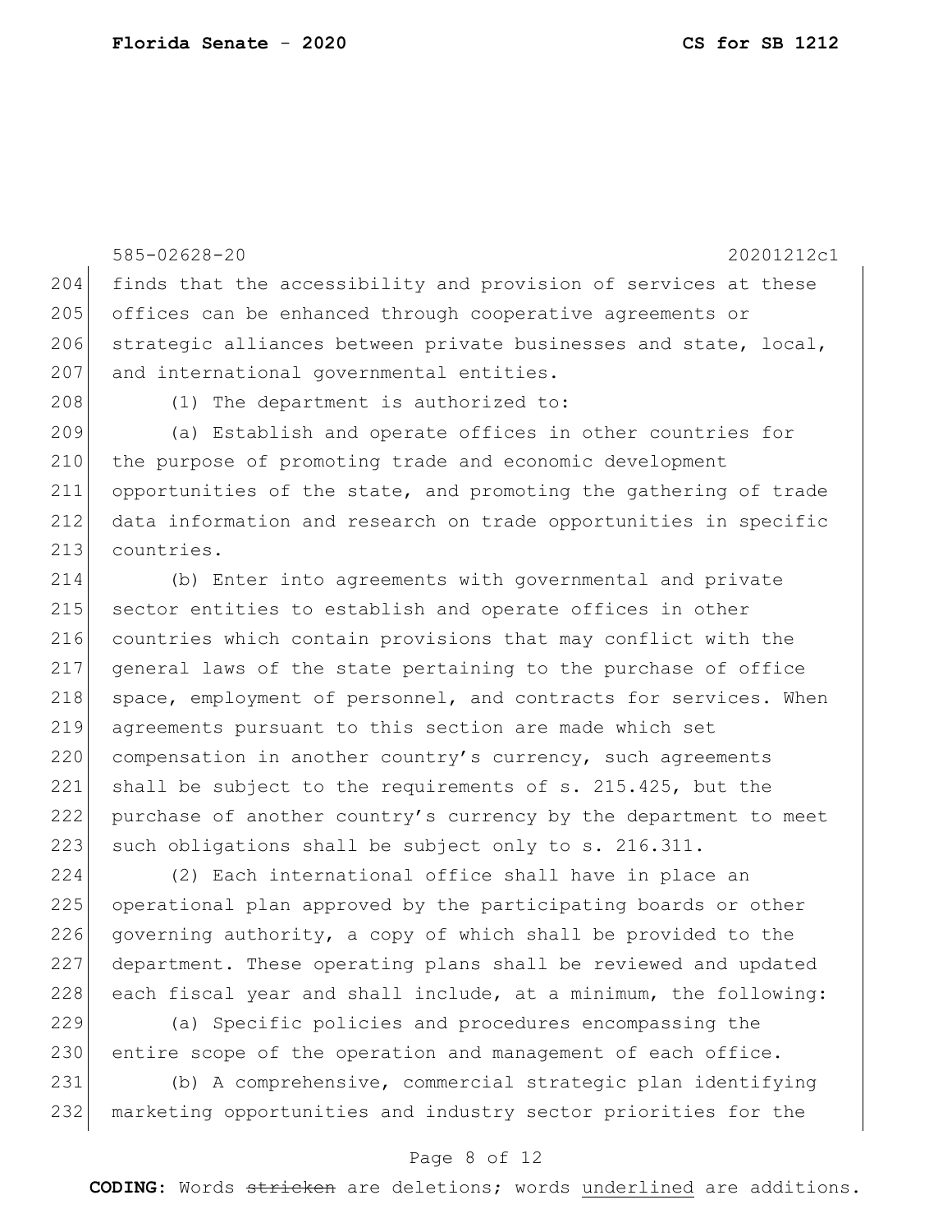finds that the accessibility and provision of services at these offices can be enhanced through cooperative agreements or strategic alliances between private businesses and state, local, and international governmental entities.

(1) The department is authorized to:

(a) Establish and operate offices in other countries for the purpose of promoting trade and economic development opportunities of the state, and promoting the gathering of trade data information and research on trade opportunities in specific countries.

(b) Enter into agreements with governmental and private sector entities to establish and operate offices in other countries which contain provisions that may conflict with the general laws of the state pertaining to the purchase of office space, employment of personnel, and contracts for services. When agreements pursuant to this section are made which set compensation in another country's currency, such agreements shall be subject to the requirements of s. 215.425, but the purchase of another country's currency by the department to meet such obligations shall be subject only to s. 216.311.

(2) Each international office shall have in place an operational plan approved by the participating boards or other governing authority, a copy of which shall be provided to the department. These operating plans shall be reviewed and updated each fiscal year and shall include, at a minimum, the following:

(a) Specific policies and procedures encompassing the entire scope of the operation and management of each office.

(b) A comprehensive, commercial strategic plan identifying marketing opportunities and industry sector priorities for the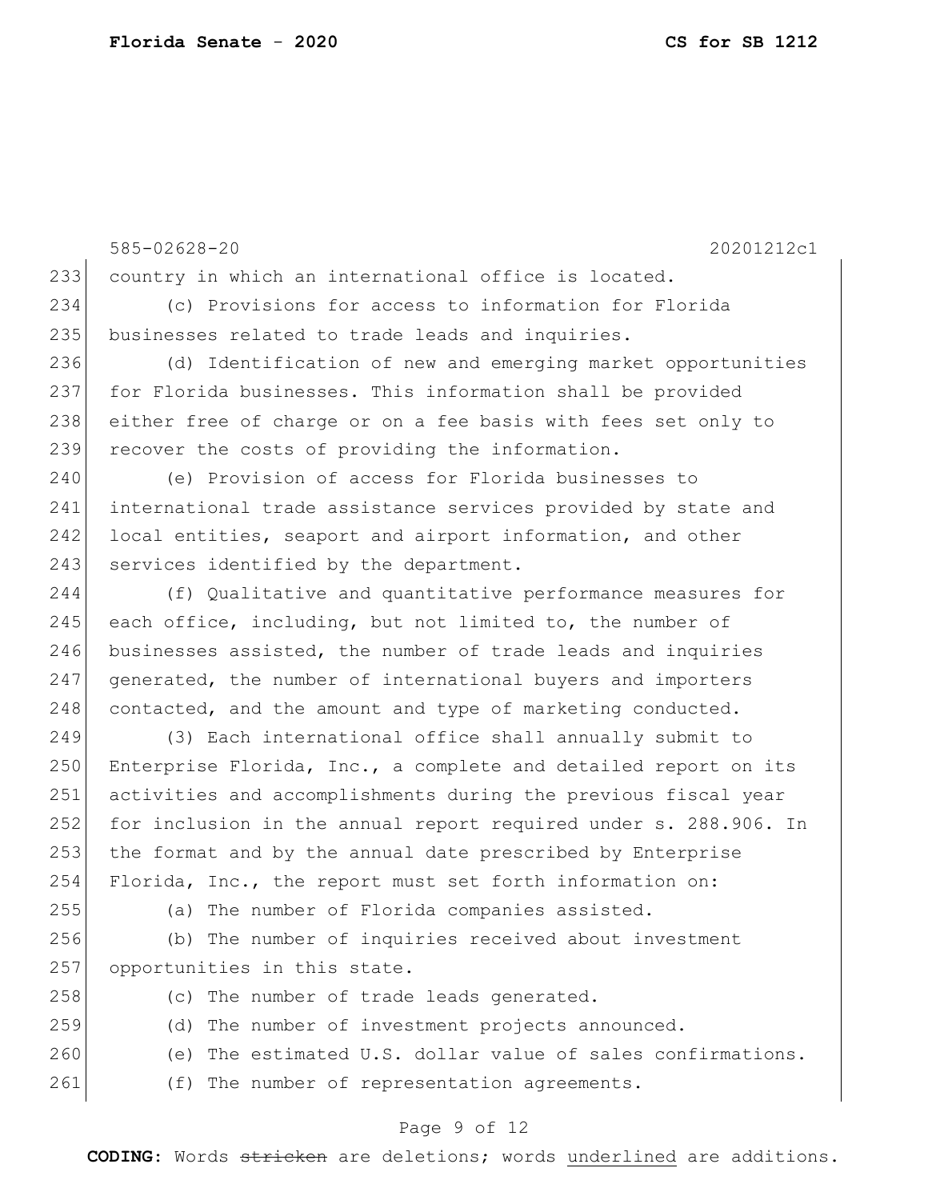country in which an international office is located.

(c) Provisions for access to information for Florida businesses related to trade leads and inquiries.

(d) Identification of new and emerging market opportunities for Florida businesses. This information shall be provided either free of charge or on a fee basis with fees set only to recover the costs of providing the information.

(e) Provision of access for Florida businesses to international trade assistance services provided by state and local entities, seaport and airport information, and other services identified by the department.

(f) Qualitative and quantitative performance measures for each office, including, but not limited to, the number of businesses assisted, the number of trade leads and inquiries generated, the number of international buyers and importers contacted, and the amount and type of marketing conducted.

(3) Each international office shall annually submit to Enterprise Florida, Inc., a complete and detailed report on its activities and accomplishments during the previous fiscal year for inclusion in the annual report required under s. 288.906. In the format and by the annual date prescribed by Enterprise Florida, Inc., the report must set forth information on:

(a) The number of Florida companies assisted.

(b) The number of inquiries received about investment opportunities in this state.

(c) The number of trade leads generated.

(d) The number of investment projects announced.

(e) The estimated U.S. dollar value of sales confirmations.

(f) The number of representation agreements.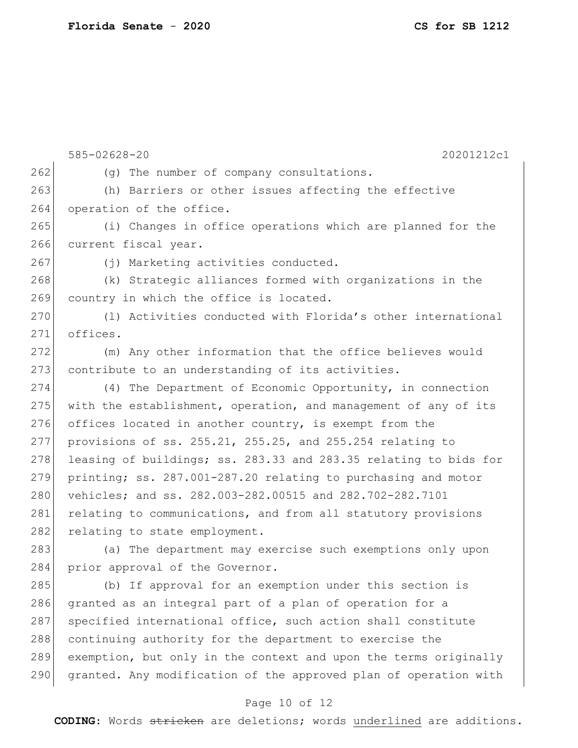(g) The number of company consultations.

(h) Barriers or other issues affecting the effective operation of the office.

(i) Changes in office operations which are planned for the current fiscal year.

(j) Marketing activities conducted.

(k) Strategic alliances formed with organizations in the country in which the office is located.

(l) Activities conducted with Florida's other international offices.

(m) Any other information that the office believes would contribute to an understanding of its activities.

(4) The Department of Economic Opportunity, in connection with the establishment, operation, and management of any of its offices located in another country, is exempt from the provisions of ss. 255.21, 255.25, and 255.254 relating to leasing of buildings; ss. 283.33 and 283.35 relating to bids for printing; ss. 287.001-287.20 relating to purchasing and motor vehicles; and ss. 282.003-282.00515 and 282.702-282.7101 relating to communications, and from all statutory provisions relating to state employment.

(a) The department may exercise such exemptions only upon prior approval of the Governor.

(b) If approval for an exemption under this section is granted as an integral part of a plan of operation for a specified international office, such action shall constitute continuing authority for the department to exercise the exemption, but only in the context and upon the terms originally granted. Any modification of the approved plan of operation with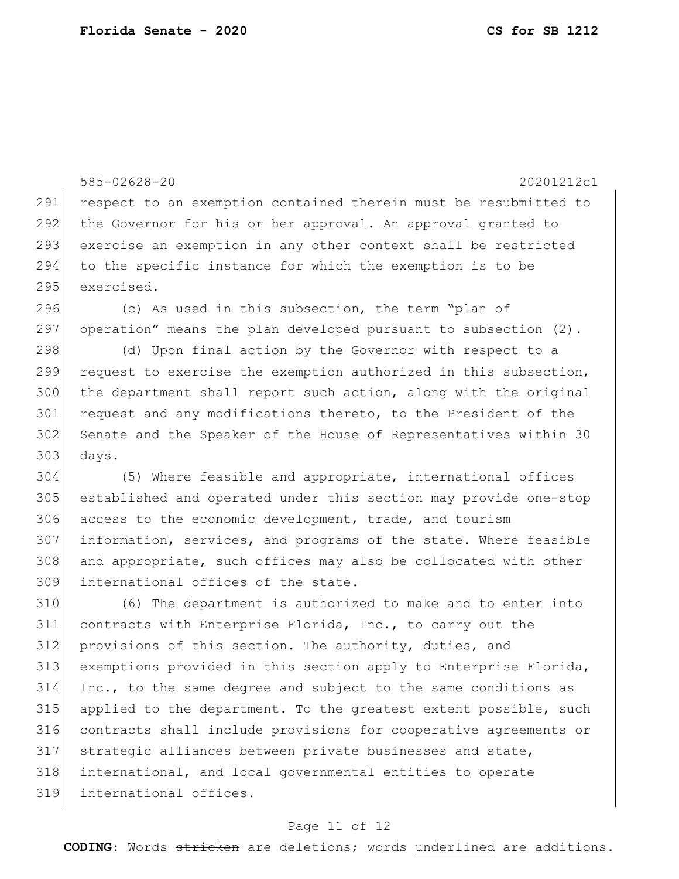respect to an exemption contained therein must be resubmitted to the Governor for his or her approval. An approval granted to exercise an exemption in any other context shall be restricted to the specific instance for which the exemption is to be exercised.

(c) As used in this subsection, the term "plan of operation" means the plan developed pursuant to subsection (2).

(d) Upon final action by the Governor with respect to a request to exercise the exemption authorized in this subsection, the department shall report such action, along with the original request and any modifications thereto, to the President of the Senate and the Speaker of the House of Representatives within 30 days.

(5) Where feasible and appropriate, international offices established and operated under this section may provide one-stop access to the economic development, trade, and tourism information, services, and programs of the state. Where feasible and appropriate, such offices may also be collocated with other international offices of the state.

(6) The department is authorized to make and to enter into contracts with Enterprise Florida, Inc., to carry out the provisions of this section. The authority, duties, and exemptions provided in this section apply to Enterprise Florida, Inc., to the same degree and subject to the same conditions as applied to the department. To the greatest extent possible, such contracts shall include provisions for cooperative agreements or strategic alliances between private businesses and state, international, and local governmental entities to operate international offices.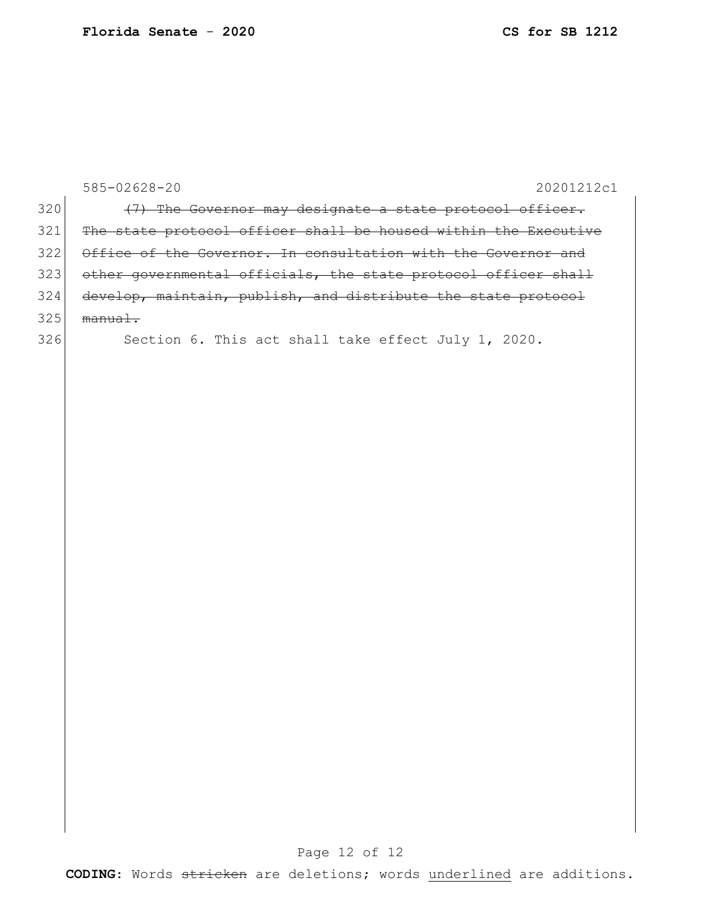585-02628-20 20201212c1

320 ~~(7) The Governor may designate a state protocol officer.~~
321 ~~The state protocol officer shall be housed within the Executive~~
322 ~~Office of the Governor. In consultation with the Governor and~~
323 ~~other governmental officials, the state protocol officer shall~~
324 ~~develop, maintain, publish, and distribute the state protocol~~
325 ~~manual.~~
326 Section 6. This act shall take effect July 1, 2020.

**CODING:** Words ~~stricken~~ are deletions; words <u>underlined</u> are additions.